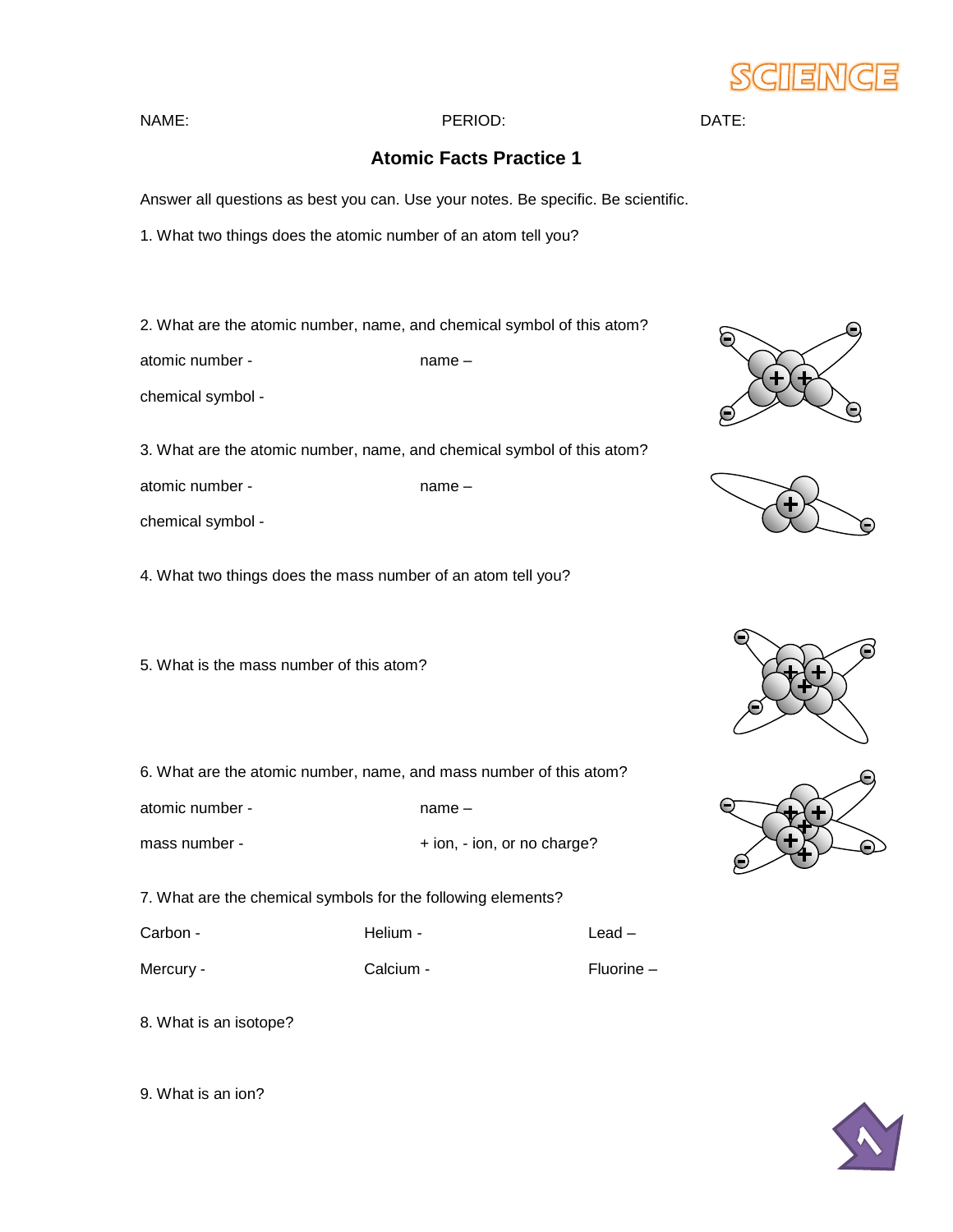SCIENCE

NAME: PERIOD: DATE:

## Atomic Facts Practice 1

Answer all questions as best you can. Use your notes. Be specific. Be scientific.

1. What two things does the atomic number of an atom tell you?

2. What are the atomic number, name, and chemical symbol of this atom?

atomic number - name –

chemical symbol -

3. What are the atomic number, name, and chemical symbol of this atom?

atomic number - name –

chemical symbol -

4. What two things does the mass number of an atom tell you?

5. What is the mass number of this atom?

6. What are the atomic number, name, and mass number of this atom?

atomic number - name –

mass number - + ion, - ion, or no charge?

7. What are the chemical symbols for the following elements?

| | | |
|---|---|---|
| Carbon - | Helium - | Lead – |
| Mercury - | Calcium - | Fluorine – |

8. What is an isotope?

9. What is an ion?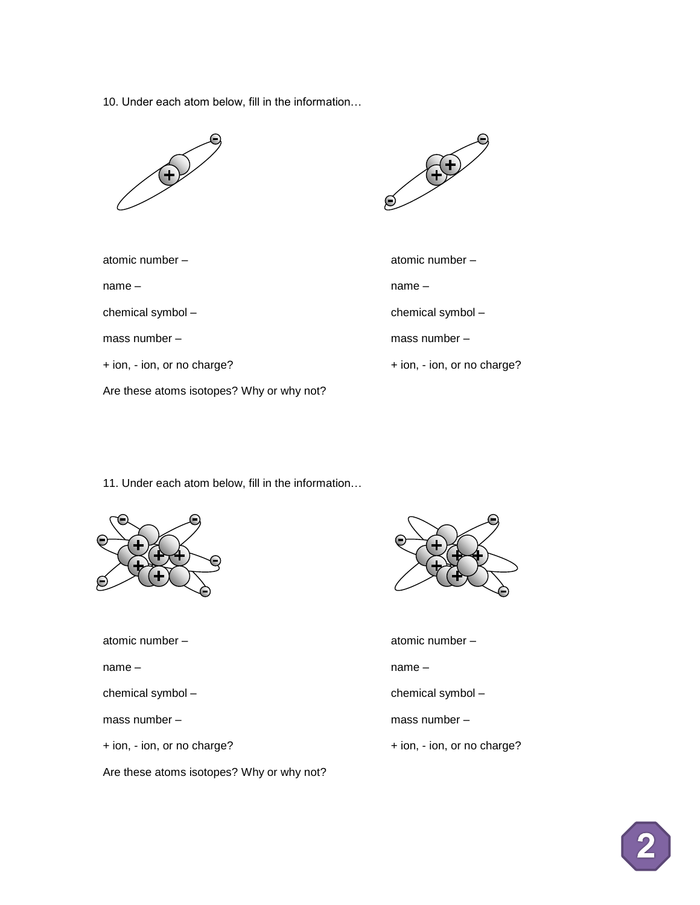10. Under each atom below, fill in the information…

atomic number –

name –

chemical symbol –

mass number –

+ ion, - ion, or no charge?

atomic number –

name –

chemical symbol –

mass number –

+ ion, - ion, or no charge?

Are these atoms isotopes? Why or why not?

11. Under each atom below, fill in the information…

atomic number –

name –

chemical symbol –

mass number –

+ ion, - ion, or no charge?

atomic number –

name –

chemical symbol –

mass number –

+ ion, - ion, or no charge?

Are these atoms isotopes? Why or why not?